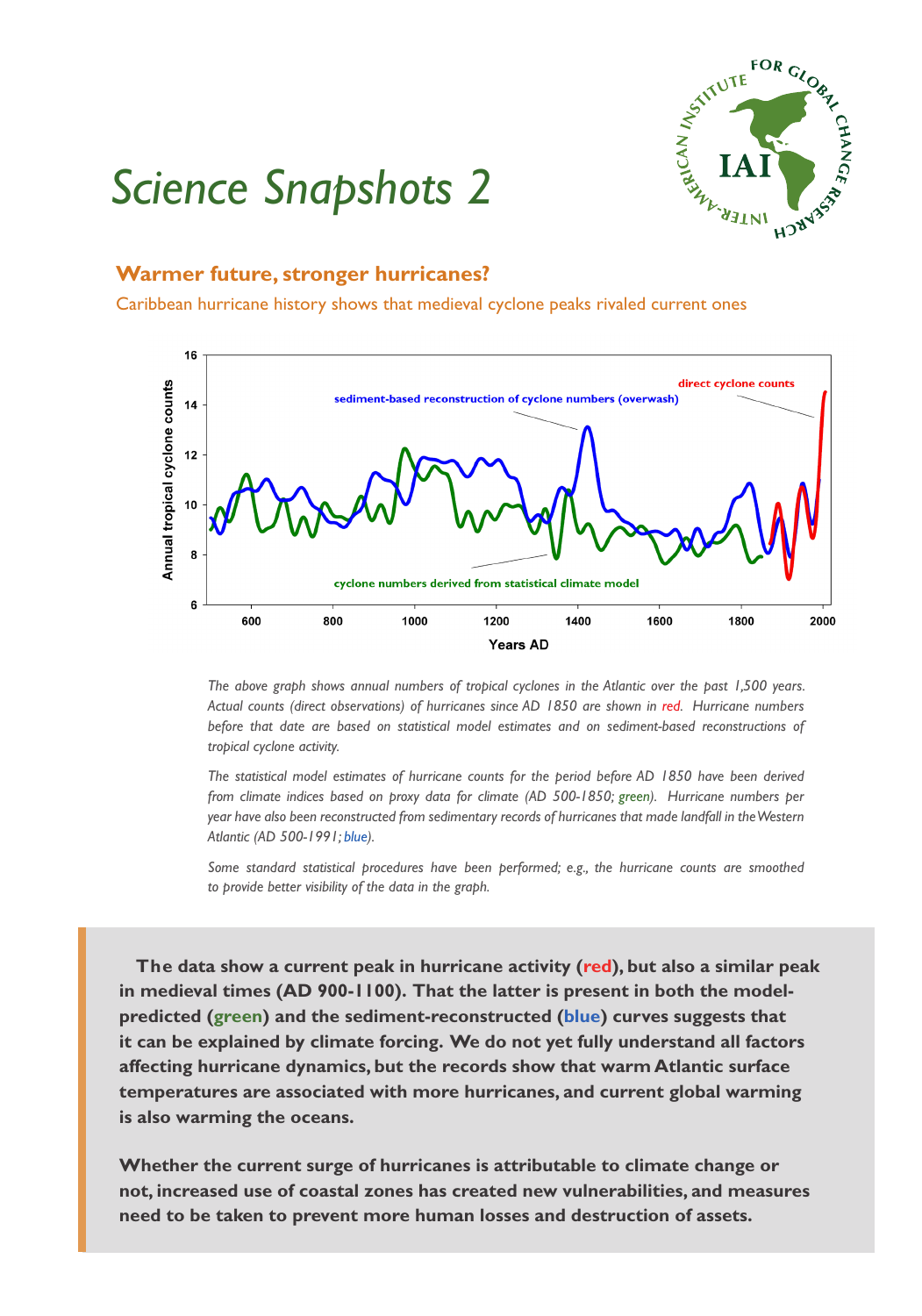# Science Snapshots 2

## Warmer future, stronger hurricanes?

Caribbean hurricane history shows that medieval cyclone peaks rivaled current ones

*The above graph shows annual numbers of tropical cyclones in the Atlantic over the past 1,500 years. Actual counts (direct observations) of hurricanes since AD 1850 are shown in red. Hurricane numbers before that date are based on statistical model estimates and on sediment-based reconstructions of tropical cyclone activity.*

*The statistical model estimates of hurricane counts for the period before AD 1850 have been derived from climate indices based on proxy data for climate (AD 500-1850; green). Hurricane numbers per year have also been reconstructed from sedimentary records of hurricanes that made landfall in the Western Atlantic (AD 500-1991; blue).*

*Some standard statistical procedures have been performed; e.g., the hurricane counts are smoothed to provide better visibility of the data in the graph.*

**The data show a current peak in hurricane activity (red), but also a similar peak in medieval times (AD 900-1100). That the latter is present in both the model-predicted (green) and the sediment-reconstructed (blue) curves suggests that it can be explained by climate forcing. We do not yet fully understand all factors affecting hurricane dynamics, but the records show that warm Atlantic surface temperatures are associated with more hurricanes, and current global warming is also warming the oceans.**

**Whether the current surge of hurricanes is attributable to climate change or not, increased use of coastal zones has created new vulnerabilities, and measures need to be taken to prevent more human losses and destruction of assets.**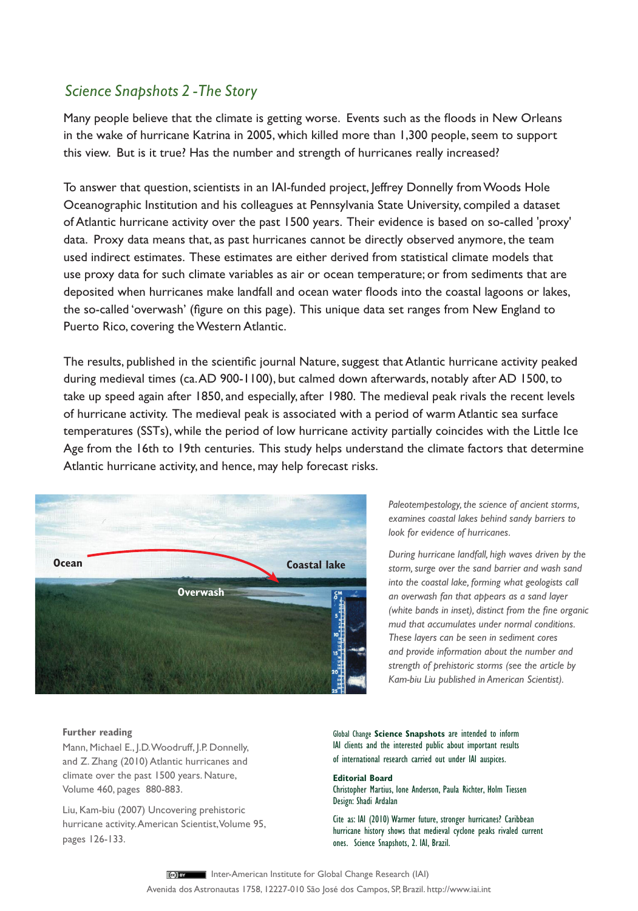## *Science Snapshots 2 - The Story*

Many people believe that the climate is getting worse. Events such as the floods in New Orleans in the wake of hurricane Katrina in 2005, which killed more than 1,300 people, seem to support this view. But is it true? Has the number and strength of hurricanes really increased?

To answer that question, scientists in an IAI-funded project, Jeffrey Donnelly from Woods Hole Oceanographic Institution and his colleagues at Pennsylvania State University, compiled a dataset of Atlantic hurricane activity over the past 1500 years. Their evidence is based on so-called 'proxy' data. Proxy data means that, as past hurricanes cannot be directly observed anymore, the team used indirect estimates. These estimates are either derived from statistical climate models that use proxy data for such climate variables as air or ocean temperature; or from sediments that are deposited when hurricanes make landfall and ocean water floods into the coastal lagoons or lakes, the so-called 'overwash' (figure on this page). This unique data set ranges from New England to Puerto Rico, covering the Western Atlantic.

The results, published in the scientific journal Nature, suggest that Atlantic hurricane activity peaked during medieval times (ca. AD 900-1100), but calmed down afterwards, notably after AD 1500, to take up speed again after 1850, and especially, after 1980. The medieval peak rivals the recent levels of hurricane activity. The medieval peak is associated with a period of warm Atlantic sea surface temperatures (SSTs), while the period of low hurricane activity partially coincides with the Little Ice Age from the 16th to 19th centuries. This study helps understand the climate factors that determine Atlantic hurricane activity, and hence, may help forecast risks.

Ocean

Coastal lake

Overwash

*Paleotempestology, the science of ancient storms, examines coastal lakes behind sandy barriers to look for evidence of hurricanes.*

*During hurricane landfall, high waves driven by the storm, surge over the sand barrier and wash sand into the coastal lake, forming what geologists call an overwash fan that appears as a sand layer (white bands in inset), distinct from the fine organic mud that accumulates under normal conditions. These layers can be seen in sediment cores and provide information about the number and strength of prehistoric storms (see the article by Kam-biu Liu published in American Scientist).*

**Further reading**

Mann, Michael E., J.D. Woodruff, J.P. Donnelly, and Z. Zhang (2010) Atlantic hurricanes and climate over the past 1500 years. Nature, Volume 460, pages 880-883.

Liu, Kam-biu (2007) Uncovering prehistoric hurricane activity. American Scientist, Volume 95, pages 126-133.

Global Change **Science Snapshots** are intended to inform IAI clients and the interested public about important results of international research carried out under IAI auspices.

**Editorial Board**
Christopher Martius, Ione Anderson, Paula Richter, Holm Tiessen
Design: Shadi Ardalan

Cite as: IAI (2010) Warmer future, stronger hurricanes? Caribbean hurricane history shows that medieval cyclone peaks rivaled current ones. Science Snapshots, 2. IAI, Brazil.

Inter-American Institute for Global Change Research (IAI)
Avenida dos Astronautas 1758, 12227-010 São José dos Campos, SP, Brazil. http://www.iai.int